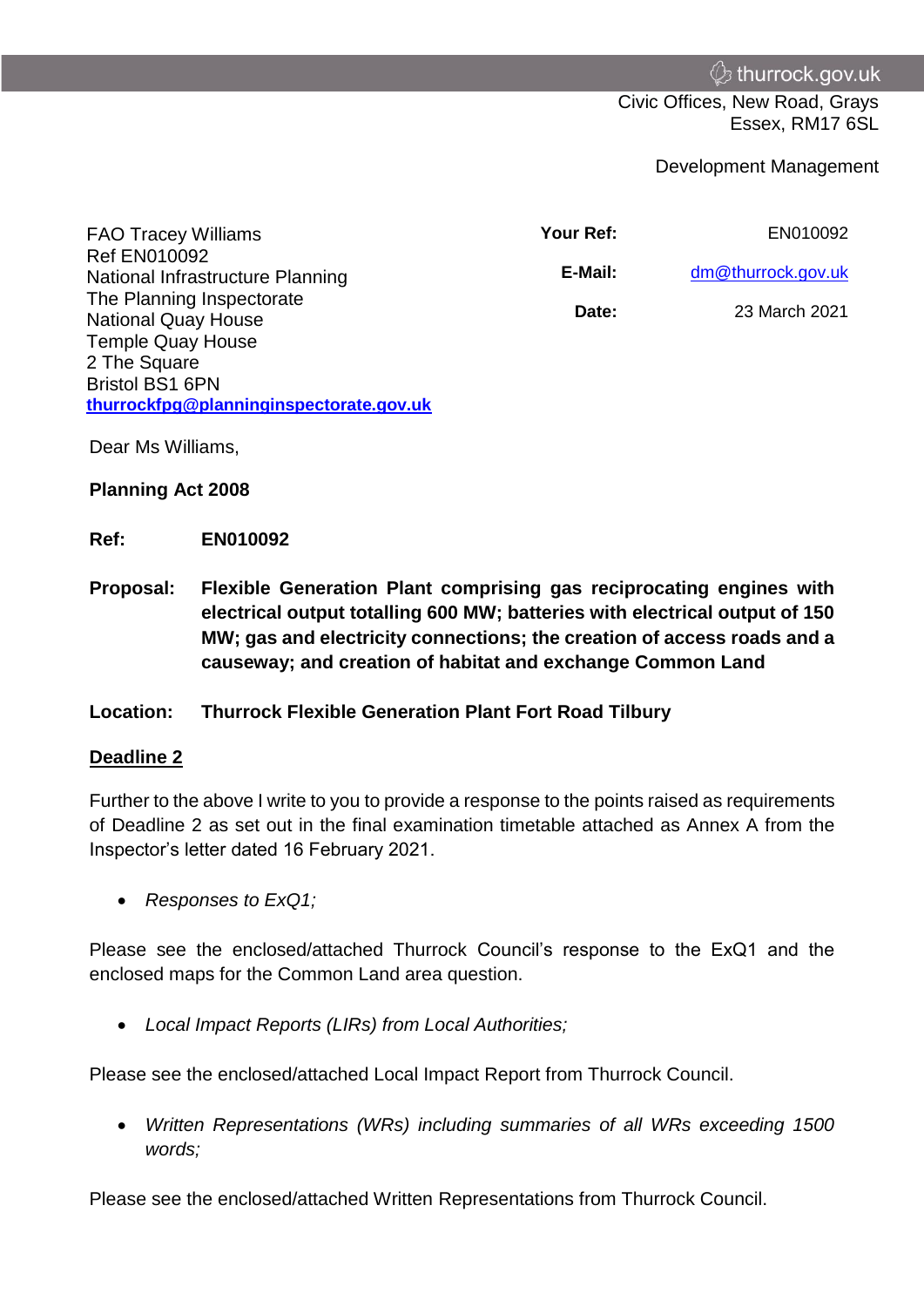thurrock.gov.uk

Civic Offices, New Road, Grays
Essex, RM17 6SL

Development Management

FAO Tracey Williams
Ref EN010092
National Infrastructure Planning
The Planning Inspectorate
National Quay House
Temple Quay House
2 The Square
Bristol BS1 6PN
**thurrockfpg@planninginspectorate.gov.uk**

| | |
|---|---|
| **Your Ref:** | EN010092 |
| **E-Mail:** | dm@thurrock.gov.uk |
| **Date:** | 23 March 2021 |

Dear Ms Williams,

**Planning Act 2008**

**Ref:** **EN010092**

**Proposal:** **Flexible Generation Plant comprising gas reciprocating engines with electrical output totalling 600 MW; batteries with electrical output of 150 MW; gas and electricity connections; the creation of access roads and a causeway; and creation of habitat and exchange Common Land**

**Location:** **Thurrock Flexible Generation Plant Fort Road Tilbury**

**Deadline 2**

Further to the above I write to you to provide a response to the points raised as requirements of Deadline 2 as set out in the final examination timetable attached as Annex A from the Inspector's letter dated 16 February 2021.

- *Responses to ExQ1;*

Please see the enclosed/attached Thurrock Council's response to the ExQ1 and the enclosed maps for the Common Land area question.

- *Local Impact Reports (LIRs) from Local Authorities;*

Please see the enclosed/attached Local Impact Report from Thurrock Council.

- *Written Representations (WRs) including summaries of all WRs exceeding 1500 words;*

Please see the enclosed/attached Written Representations from Thurrock Council.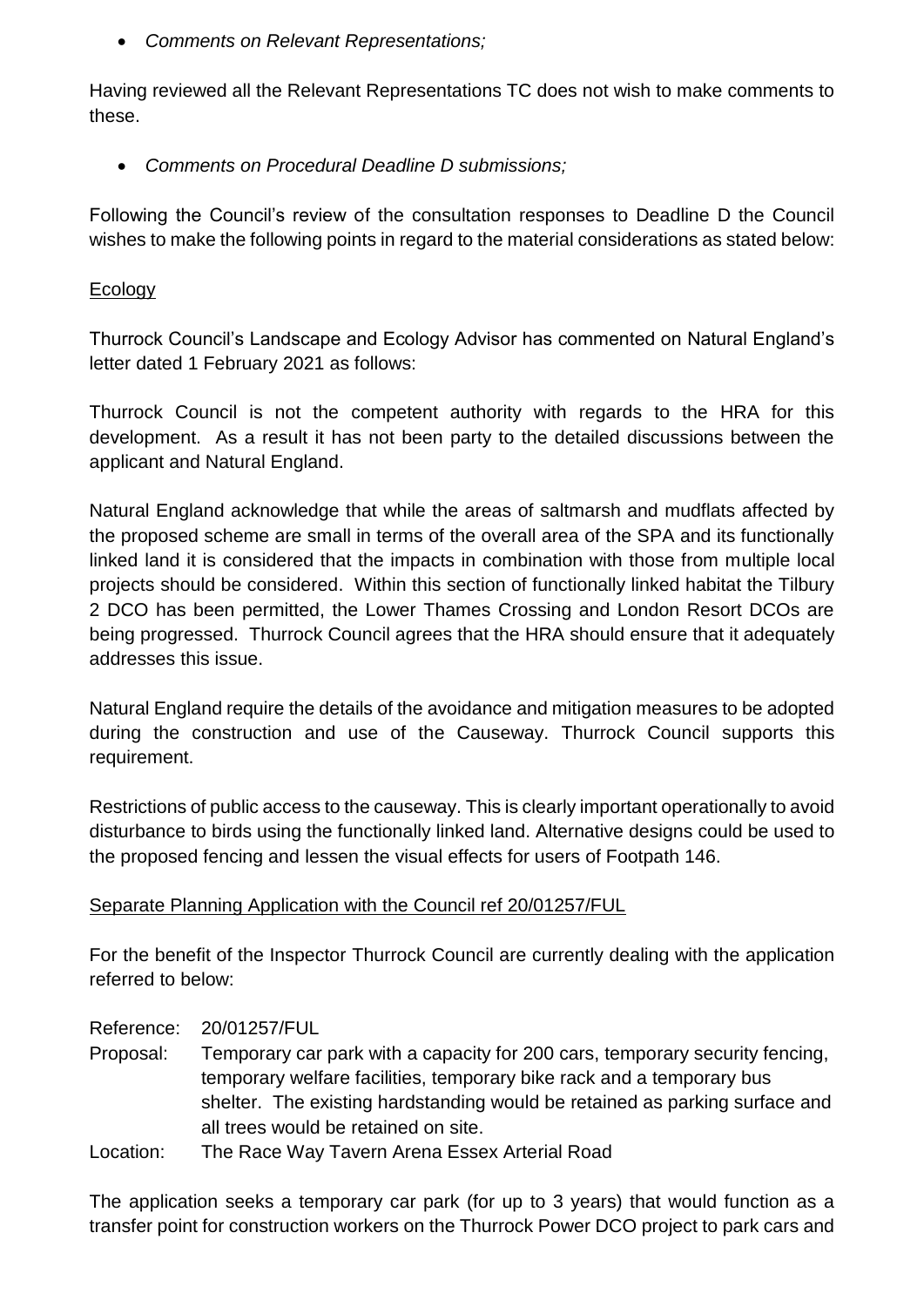- *Comments on Relevant Representations;*

Having reviewed all the Relevant Representations TC does not wish to make comments to these.

- *Comments on Procedural Deadline D submissions;*

Following the Council's review of the consultation responses to Deadline D the Council wishes to make the following points in regard to the material considerations as stated below:

Ecology

Thurrock Council's Landscape and Ecology Advisor has commented on Natural England's letter dated 1 February 2021 as follows:

Thurrock Council is not the competent authority with regards to the HRA for this development. As a result it has not been party to the detailed discussions between the applicant and Natural England.

Natural England acknowledge that while the areas of saltmarsh and mudflats affected by the proposed scheme are small in terms of the overall area of the SPA and its functionally linked land it is considered that the impacts in combination with those from multiple local projects should be considered. Within this section of functionally linked habitat the Tilbury 2 DCO has been permitted, the Lower Thames Crossing and London Resort DCOs are being progressed. Thurrock Council agrees that the HRA should ensure that it adequately addresses this issue.

Natural England require the details of the avoidance and mitigation measures to be adopted during the construction and use of the Causeway. Thurrock Council supports this requirement.

Restrictions of public access to the causeway. This is clearly important operationally to avoid disturbance to birds using the functionally linked land. Alternative designs could be used to the proposed fencing and lessen the visual effects for users of Footpath 146.

Separate Planning Application with the Council ref 20/01257/FUL

For the benefit of the Inspector Thurrock Council are currently dealing with the application referred to below:

Reference: 20/01257/FUL
Proposal: Temporary car park with a capacity for 200 cars, temporary security fencing, temporary welfare facilities, temporary bike rack and a temporary bus shelter. The existing hardstanding would be retained as parking surface and all trees would be retained on site.
Location: The Race Way Tavern Arena Essex Arterial Road

The application seeks a temporary car park (for up to 3 years) that would function as a transfer point for construction workers on the Thurrock Power DCO project to park cars and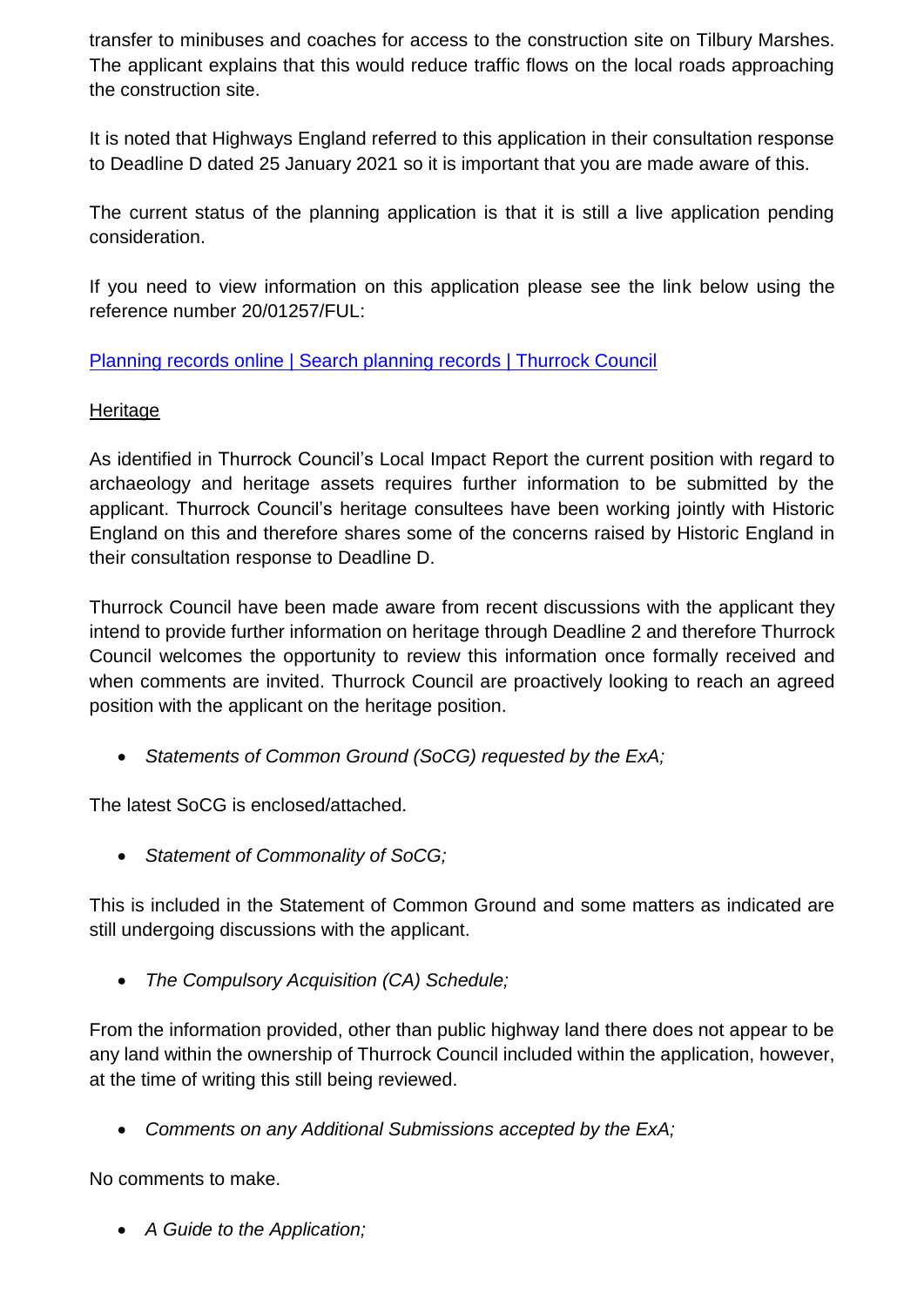transfer to minibuses and coaches for access to the construction site on Tilbury Marshes. The applicant explains that this would reduce traffic flows on the local roads approaching the construction site.

It is noted that Highways England referred to this application in their consultation response to Deadline D dated 25 January 2021 so it is important that you are made aware of this.

The current status of the planning application is that it is still a live application pending consideration.

If you need to view information on this application please see the link below using the reference number 20/01257/FUL:

[Planning records online | Search planning records | Thurrock Council]()

<u>Heritage</u>

As identified in Thurrock Council's Local Impact Report the current position with regard to archaeology and heritage assets requires further information to be submitted by the applicant. Thurrock Council's heritage consultees have been working jointly with Historic England on this and therefore shares some of the concerns raised by Historic England in their consultation response to Deadline D.

Thurrock Council have been made aware from recent discussions with the applicant they intend to provide further information on heritage through Deadline 2 and therefore Thurrock Council welcomes the opportunity to review this information once formally received and when comments are invited. Thurrock Council are proactively looking to reach an agreed position with the applicant on the heritage position.

- *Statements of Common Ground (SoCG) requested by the ExA;*

The latest SoCG is enclosed/attached.

- *Statement of Commonality of SoCG;*

This is included in the Statement of Common Ground and some matters as indicated are still undergoing discussions with the applicant.

- *The Compulsory Acquisition (CA) Schedule;*

From the information provided, other than public highway land there does not appear to be any land within the ownership of Thurrock Council included within the application, however, at the time of writing this still being reviewed.

- *Comments on any Additional Submissions accepted by the ExA;*

No comments to make.

- *A Guide to the Application;*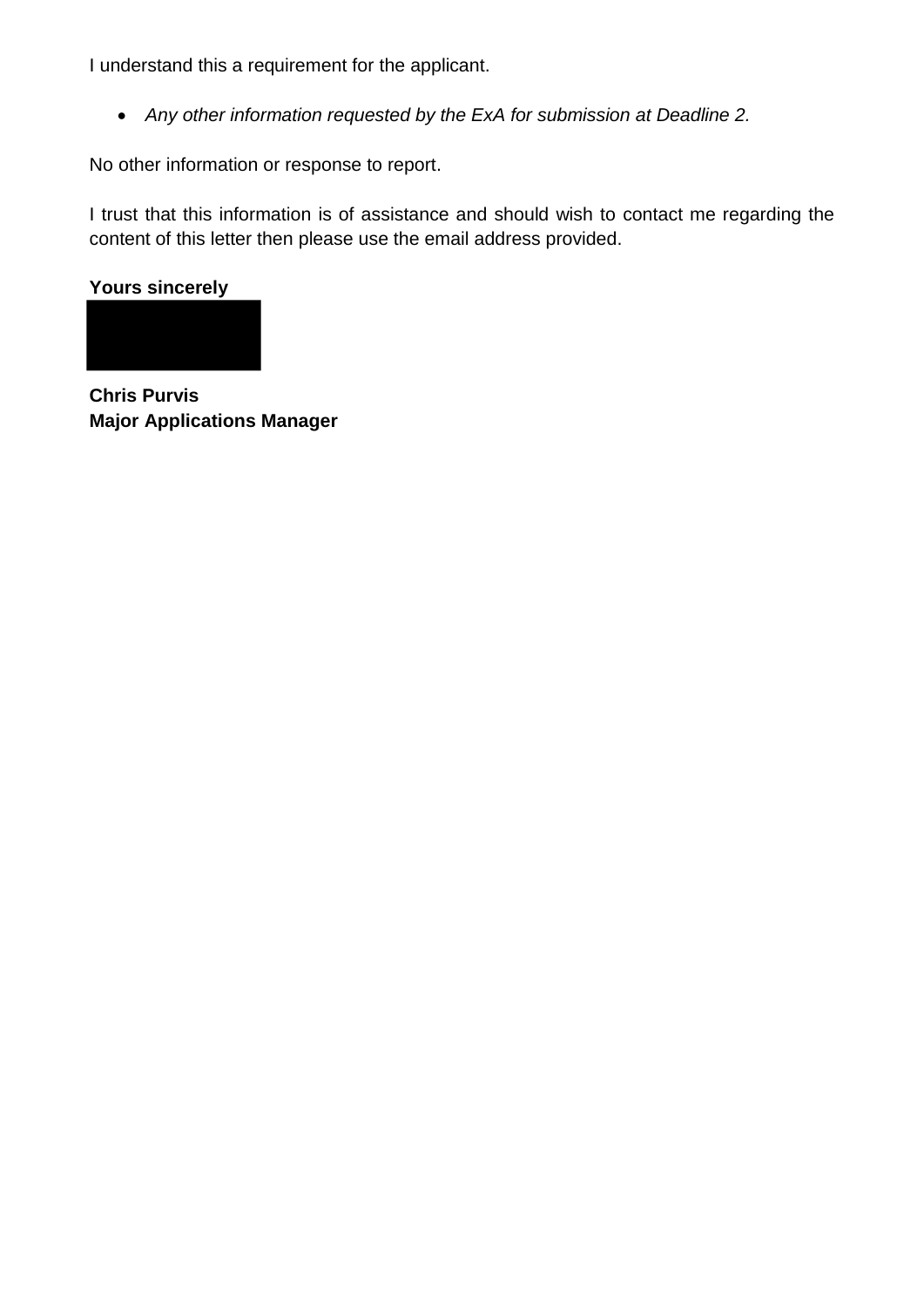I understand this a requirement for the applicant.

- *Any other information requested by the ExA for submission at Deadline 2.*

No other information or response to report.

I trust that this information is of assistance and should wish to contact me regarding the content of this letter then please use the email address provided.

**Yours sincerely**

**Chris Purvis**
**Major Applications Manager**